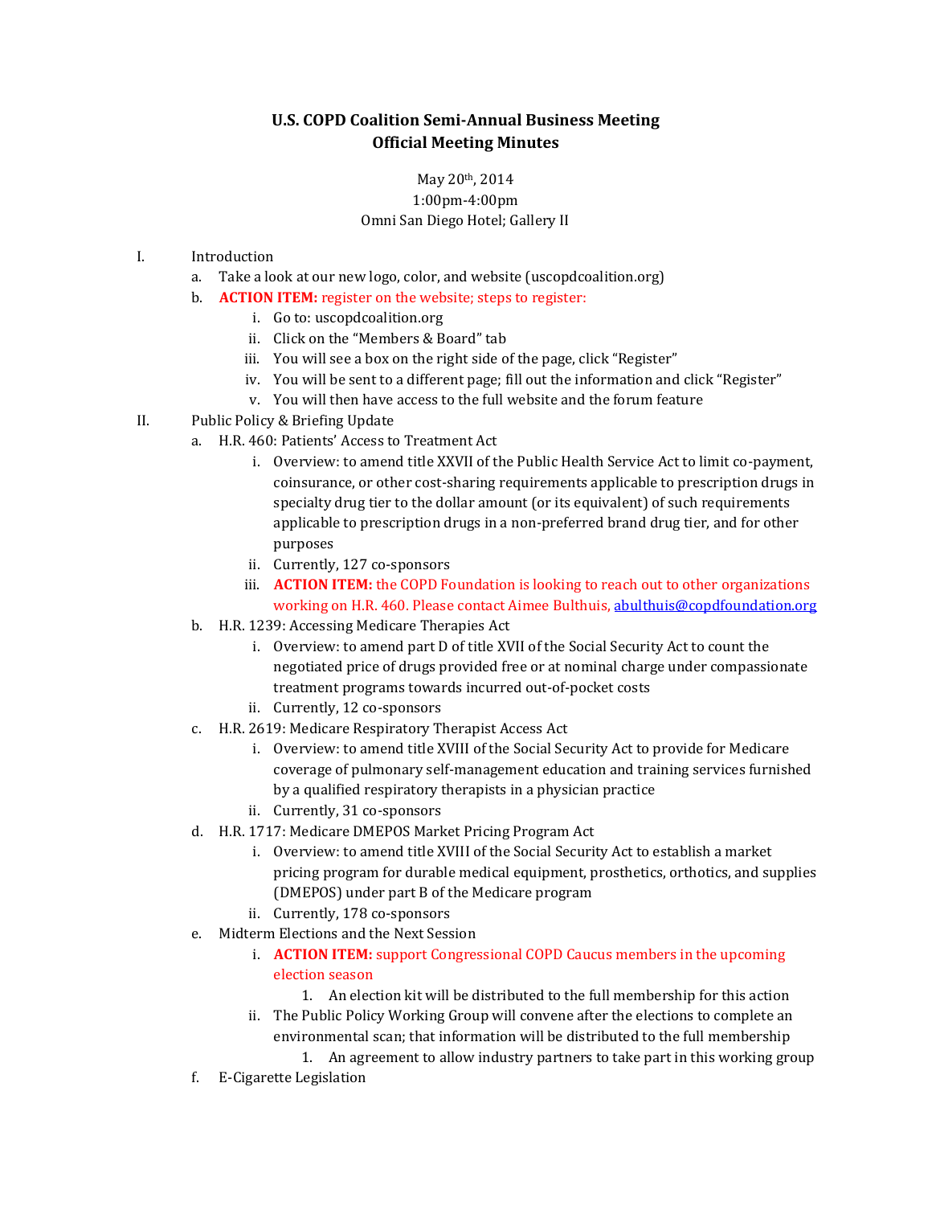# U.S. COPD Coalition Semi-Annual Business Meeting
## Official Meeting Minutes

May 20th, 2014
1:00pm-4:00pm
Omni San Diego Hotel; Gallery II

I. Introduction
   a. Take a look at our new logo, color, and website (uscopdcoalition.org)
   b. **ACTION ITEM:** register on the website; steps to register:
      i. Go to: uscopdcoalition.org
      ii. Click on the "Members & Board" tab
      iii. You will see a box on the right side of the page, click "Register"
      iv. You will be sent to a different page; fill out the information and click "Register"
      v. You will then have access to the full website and the forum feature

II. Public Policy & Briefing Update
   a. H.R. 460: Patients' Access to Treatment Act
      i. Overview: to amend title XXVII of the Public Health Service Act to limit co-payment, coinsurance, or other cost-sharing requirements applicable to prescription drugs in specialty drug tier to the dollar amount (or its equivalent) of such requirements applicable to prescription drugs in a non-preferred brand drug tier, and for other purposes
      ii. Currently, 127 co-sponsors
      iii. **ACTION ITEM:** the COPD Foundation is looking to reach out to other organizations working on H.R. 460. Please contact Aimee Bulthuis, abulthuis@copdfoundation.org
   b. H.R. 1239: Accessing Medicare Therapies Act
      i. Overview: to amend part D of title XVII of the Social Security Act to count the negotiated price of drugs provided free or at nominal charge under compassionate treatment programs towards incurred out-of-pocket costs
      ii. Currently, 12 co-sponsors
   c. H.R. 2619: Medicare Respiratory Therapist Access Act
      i. Overview: to amend title XVIII of the Social Security Act to provide for Medicare coverage of pulmonary self-management education and training services furnished by a qualified respiratory therapists in a physician practice
      ii. Currently, 31 co-sponsors
   d. H.R. 1717: Medicare DMEPOS Market Pricing Program Act
      i. Overview: to amend title XVIII of the Social Security Act to establish a market pricing program for durable medical equipment, prosthetics, orthotics, and supplies (DMEPOS) under part B of the Medicare program
      ii. Currently, 178 co-sponsors
   e. Midterm Elections and the Next Session
      i. **ACTION ITEM:** support Congressional COPD Caucus members in the upcoming election season
         1. An election kit will be distributed to the full membership for this action
      ii. The Public Policy Working Group will convene after the elections to complete an environmental scan; that information will be distributed to the full membership
         1. An agreement to allow industry partners to take part in this working group
   f. E-Cigarette Legislation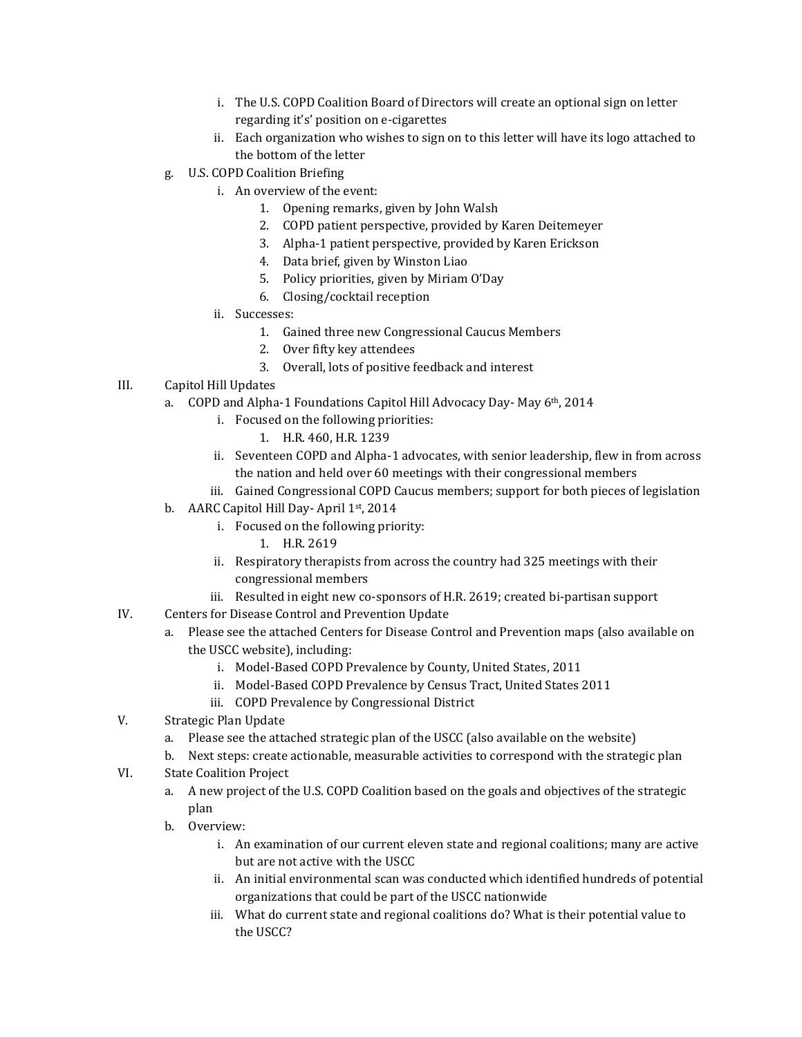i. The U.S. COPD Coalition Board of Directors will create an optional sign on letter regarding it's' position on e-cigarettes
   ii. Each organization who wishes to sign on to this letter will have its logo attached to the bottom of the letter

g. U.S. COPD Coalition Briefing
   i. An overview of the event:
      1. Opening remarks, given by John Walsh
      2. COPD patient perspective, provided by Karen Deitemeyer
      3. Alpha-1 patient perspective, provided by Karen Erickson
      4. Data brief, given by Winston Liao
      5. Policy priorities, given by Miriam O'Day
      6. Closing/cocktail reception
   ii. Successes:
      1. Gained three new Congressional Caucus Members
      2. Over fifty key attendees
      3. Overall, lots of positive feedback and interest

III. Capitol Hill Updates
   a. COPD and Alpha-1 Foundations Capitol Hill Advocacy Day- May 6th, 2014
      i. Focused on the following priorities:
         1. H.R. 460, H.R. 1239
      ii. Seventeen COPD and Alpha-1 advocates, with senior leadership, flew in from across the nation and held over 60 meetings with their congressional members
      iii. Gained Congressional COPD Caucus members; support for both pieces of legislation
   b. AARC Capitol Hill Day- April 1st, 2014
      i. Focused on the following priority:
         1. H.R. 2619
      ii. Respiratory therapists from across the country had 325 meetings with their congressional members
      iii. Resulted in eight new co-sponsors of H.R. 2619; created bi-partisan support

IV. Centers for Disease Control and Prevention Update
   a. Please see the attached Centers for Disease Control and Prevention maps (also available on the USCC website), including:
      i. Model-Based COPD Prevalence by County, United States, 2011
      ii. Model-Based COPD Prevalence by Census Tract, United States 2011
      iii. COPD Prevalence by Congressional District

V. Strategic Plan Update
   a. Please see the attached strategic plan of the USCC (also available on the website)
   b. Next steps: create actionable, measurable activities to correspond with the strategic plan

VI. State Coalition Project
   a. A new project of the U.S. COPD Coalition based on the goals and objectives of the strategic plan
   b. Overview:
      i. An examination of our current eleven state and regional coalitions; many are active but are not active with the USCC
      ii. An initial environmental scan was conducted which identified hundreds of potential organizations that could be part of the USCC nationwide
      iii. What do current state and regional coalitions do? What is their potential value to the USCC?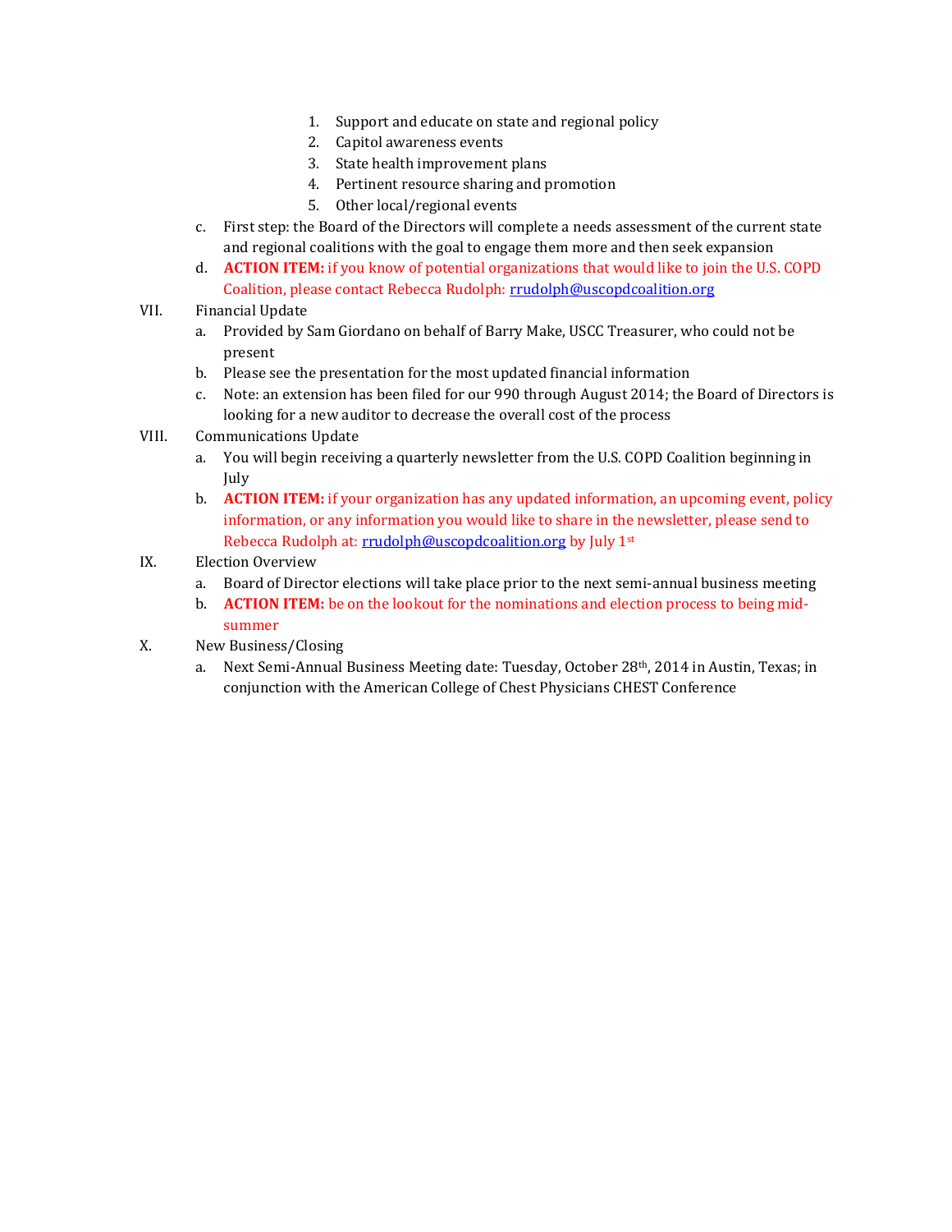1. Support and educate on state and regional policy
2. Capitol awareness events
3. State health improvement plans
4. Pertinent resource sharing and promotion
5. Other local/regional events

c. First step: the Board of the Directors will complete a needs assessment of the current state and regional coalitions with the goal to engage them more and then seek expansion

d. **ACTION ITEM:** if you know of potential organizations that would like to join the U.S. COPD Coalition, please contact Rebecca Rudolph: rrudolph@uscopdcoalition.org

VII. Financial Update

a. Provided by Sam Giordano on behalf of Barry Make, USCC Treasurer, who could not be present

b. Please see the presentation for the most updated financial information

c. Note: an extension has been filed for our 990 through August 2014; the Board of Directors is looking for a new auditor to decrease the overall cost of the process

VIII. Communications Update

a. You will begin receiving a quarterly newsletter from the U.S. COPD Coalition beginning in July

b. **ACTION ITEM:** if your organization has any updated information, an upcoming event, policy information, or any information you would like to share in the newsletter, please send to Rebecca Rudolph at: rrudolph@uscopdcoalition.org by July 1st

IX. Election Overview

a. Board of Director elections will take place prior to the next semi-annual business meeting

b. **ACTION ITEM:** be on the lookout for the nominations and election process to being mid-summer

X. New Business/Closing

a. Next Semi-Annual Business Meeting date: Tuesday, October 28th, 2014 in Austin, Texas; in conjunction with the American College of Chest Physicians CHEST Conference